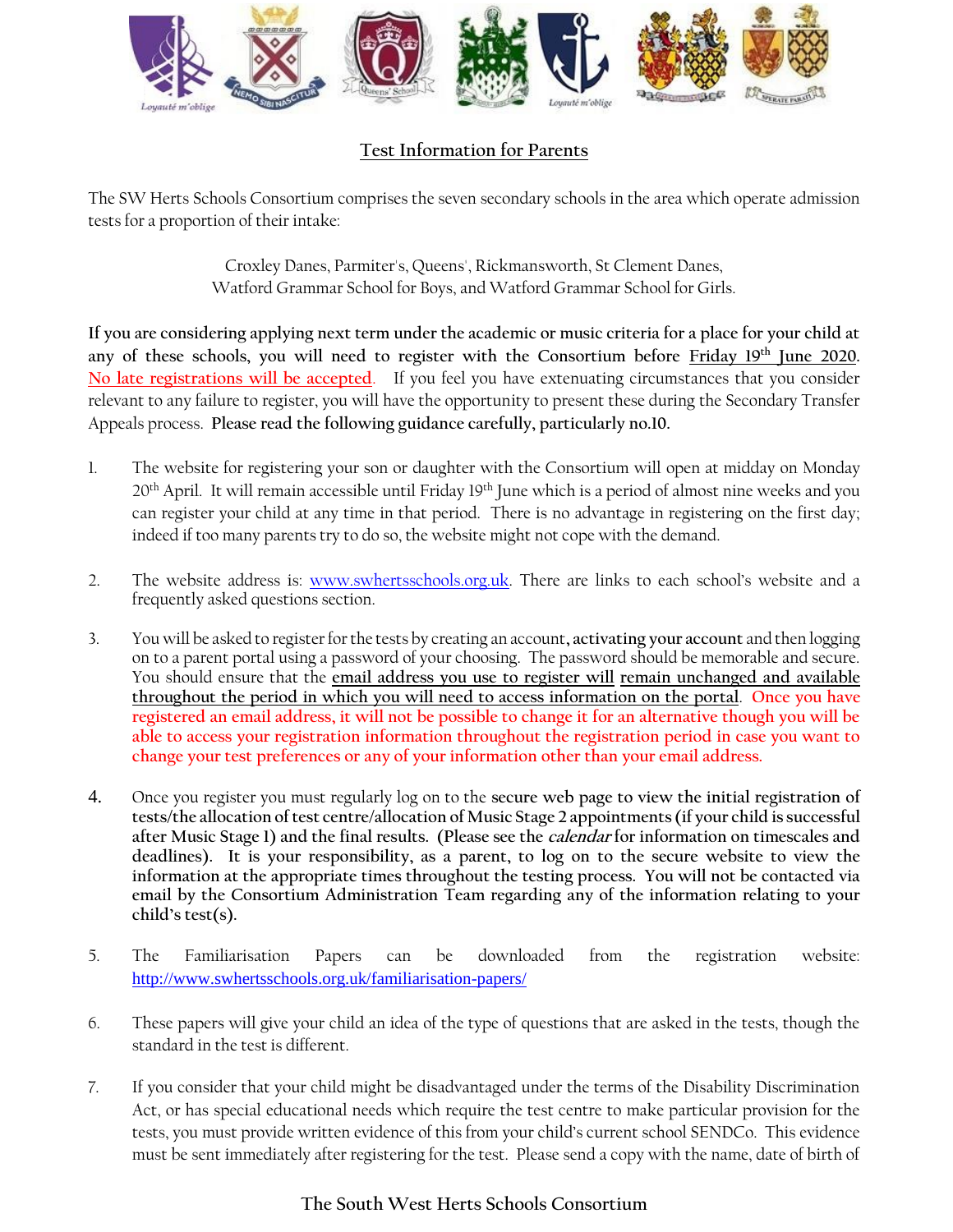# Test Information for Parents

The SW Herts Schools Consortium comprises the seven secondary schools in the area which operate admission tests for a proportion of their intake:

Croxley Danes, Parmiter's, Queens', Rickmansworth, St Clement Danes,
Watford Grammar School for Boys, and Watford Grammar School for Girls.

**If you are considering applying next term under the academic or music criteria for a place for your child at any of these schools, you will need to register with the Consortium before Friday 19th June 2020.** No late registrations will be accepted. If you feel you have extenuating circumstances that you consider relevant to any failure to register, you will have the opportunity to present these during the Secondary Transfer Appeals process. **Please read the following guidance carefully, particularly no.10.**

1. The website for registering your son or daughter with the Consortium will open at midday on Monday 20th April. It will remain accessible until Friday 19th June which is a period of almost nine weeks and you can register your child at any time in that period. There is no advantage in registering on the first day; indeed if too many parents try to do so, the website might not cope with the demand.

2. The website address is: www.swhertsschools.org.uk. There are links to each school's website and a frequently asked questions section.

3. You will be asked to register for the tests by creating an account, **activating your account** and then logging on to a parent portal using a password of your choosing. The password should be memorable and secure. You should ensure that the **email address you use to register will remain unchanged and available throughout the period in which you will need to access information on the portal**. **Once you have registered an email address, it will not be possible to change it for an alternative though you will be able to access your registration information throughout the registration period in case you want to change your test preferences or any of your information other than your email address.**

4. Once you register you must regularly log on to the **secure web page to view the initial registration of tests/the allocation of test centre/allocation of Music Stage 2 appointments (if your child is successful after Music Stage 1) and the final results. (Please see the *calendar* for information on timescales and deadlines). It is your responsibility, as a parent, to log on to the secure website to view the information at the appropriate times throughout the testing process. You will not be contacted via email by the Consortium Administration Team regarding any of the information relating to your child's test(s).**

5. The Familiarisation Papers can be downloaded from the registration website: http://www.swhertsschools.org.uk/familiarisation-papers/

6. These papers will give your child an idea of the type of questions that are asked in the tests, though the standard in the test is different.

7. If you consider that your child might be disadvantaged under the terms of the Disability Discrimination Act, or has special educational needs which require the test centre to make particular provision for the tests, you must provide written evidence of this from your child's current school SENDCo. This evidence must be sent immediately after registering for the test. Please send a copy with the name, date of birth of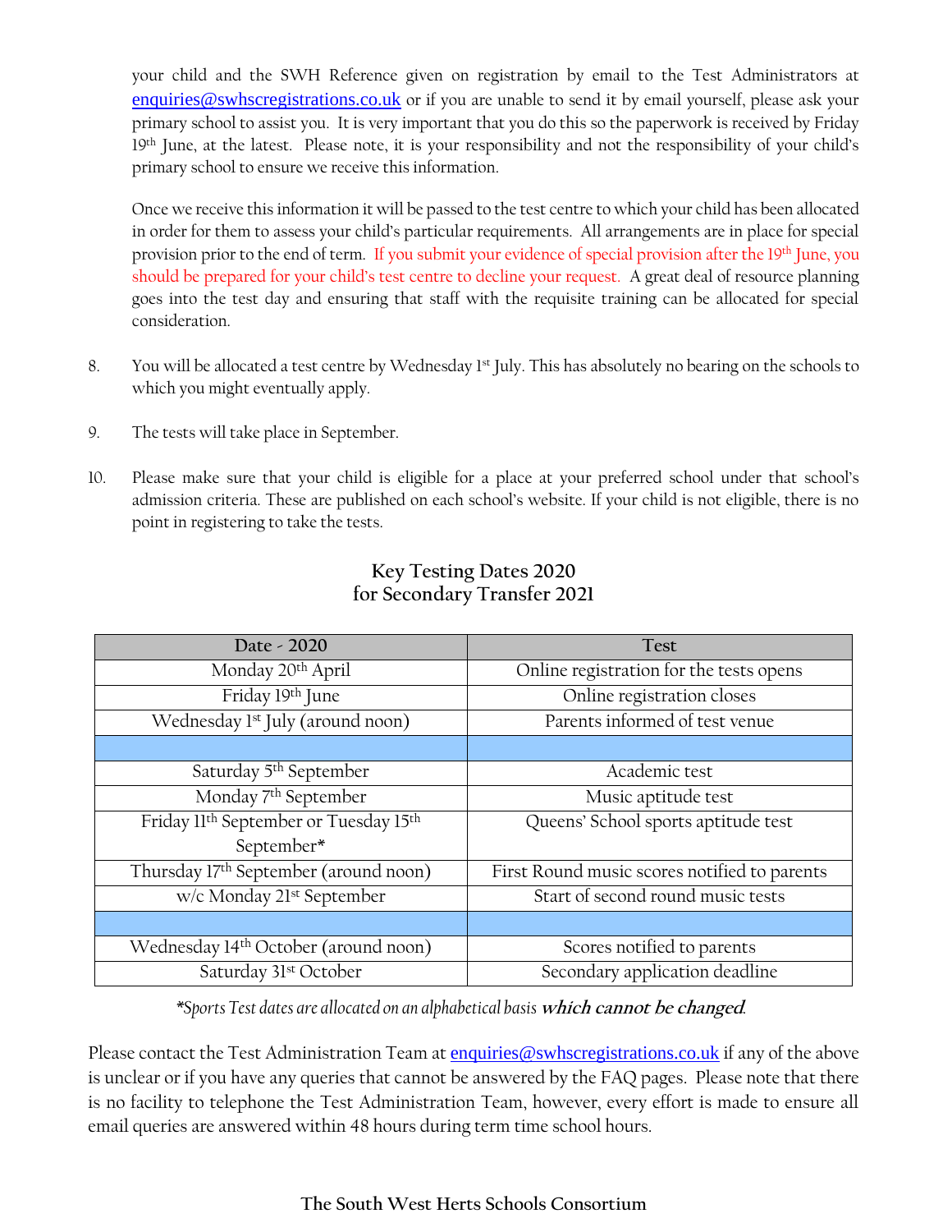your child and the SWH Reference given on registration by email to the Test Administrators at enquiries@swhscregistrations.co.uk or if you are unable to send it by email yourself, please ask your primary school to assist you. It is very important that you do this so the paperwork is received by Friday 19th June, at the latest. Please note, it is your responsibility and not the responsibility of your child's primary school to ensure we receive this information.

Once we receive this information it will be passed to the test centre to which your child has been allocated in order for them to assess your child's particular requirements. All arrangements are in place for special provision prior to the end of term. If you submit your evidence of special provision after the 19th June, you should be prepared for your child's test centre to decline your request. A great deal of resource planning goes into the test day and ensuring that staff with the requisite training can be allocated for special consideration.

8. You will be allocated a test centre by Wednesday 1st July. This has absolutely no bearing on the schools to which you might eventually apply.

9. The tests will take place in September.

10. Please make sure that your child is eligible for a place at your preferred school under that school's admission criteria. These are published on each school's website. If your child is not eligible, there is no point in registering to take the tests.

## Key Testing Dates 2020 for Secondary Transfer 2021

| Date - 2020 | Test |
|---|---|
| Monday 20th April | Online registration for the tests opens |
| Friday 19th June | Online registration closes |
| Wednesday 1st July (around noon) | Parents informed of test venue |
| | |
| Saturday 5th September | Academic test |
| Monday 7th September | Music aptitude test |
| Friday 11th September or Tuesday 15th September* | Queens' School sports aptitude test |
| Thursday 17th September (around noon) | First Round music scores notified to parents |
| w/c Monday 21st September | Start of second round music tests |
| | |
| Wednesday 14th October (around noon) | Scores notified to parents |
| Saturday 31st October | Secondary application deadline |

*\*Sports Test dates are allocated on an alphabetical basis **which cannot be changed**.*

Please contact the Test Administration Team at enquiries@swhscregistrations.co.uk if any of the above is unclear or if you have any queries that cannot be answered by the FAQ pages. Please note that there is no facility to telephone the Test Administration Team, however, every effort is made to ensure all email queries are answered within 48 hours during term time school hours.

**The South West Herts Schools Consortium**